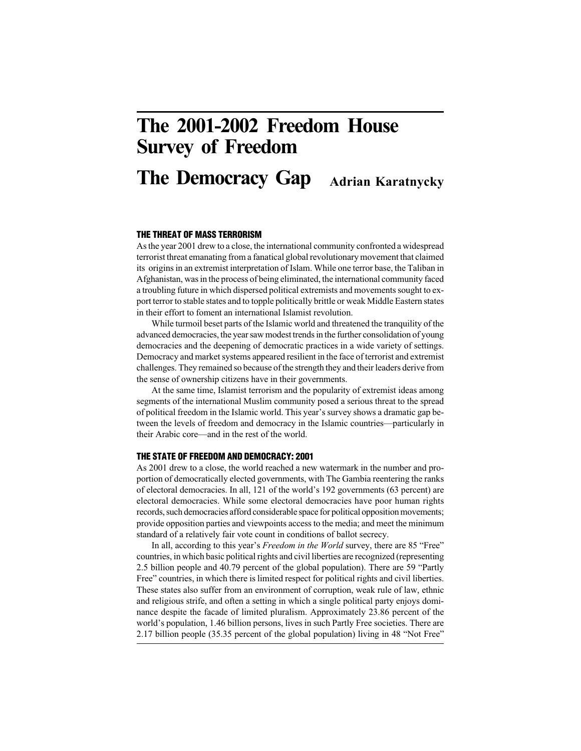# The 2001-2002 Freedom House Survey of Freedom

# The Democracy Gap

**Adrian Karatnycky**

### THE THREAT OF MASS TERRORISM

As the year 2001 drew to a close, the international community confronted a widespread terrorist threat emanating from a fanatical global revolutionary movement that claimed its origins in an extremist interpretation of Islam. While one terror base, the Taliban in Afghanistan, was in the process of being eliminated, the international community faced a troubling future in which dispersed political extremists and movements sought to export terror to stable states and to topple politically brittle or weak Middle Eastern states in their effort to foment an international Islamist revolution.

While turmoil beset parts of the Islamic world and threatened the tranquility of the advanced democracies, the year saw modest trends in the further consolidation of young democracies and the deepening of democratic practices in a wide variety of settings. Democracy and market systems appeared resilient in the face of terrorist and extremist challenges. They remained so because of the strength they and their leaders derive from the sense of ownership citizens have in their governments.

At the same time, Islamist terrorism and the popularity of extremist ideas among segments of the international Muslim community posed a serious threat to the spread of political freedom in the Islamic world. This year's survey shows a dramatic gap between the levels of freedom and democracy in the Islamic countries—particularly in their Arabic core—and in the rest of the world.

### THE STATE OF FREEDOM AND DEMOCRACY: 2001

As 2001 drew to a close, the world reached a new watermark in the number and proportion of democratically elected governments, with The Gambia reentering the ranks of electoral democracies. In all, 121 of the world's 192 governments (63 percent) are electoral democracies. While some electoral democracies have poor human rights records, such democracies afford considerable space for political opposition movements; provide opposition parties and viewpoints access to the media; and meet the minimum standard of a relatively fair vote count in conditions of ballot secrecy.

In all, according to this year's *Freedom in the World* survey, there are 85 "Free" countries, in which basic political rights and civil liberties are recognized (representing 2.5 billion people and 40.79 percent of the global population). There are 59 "Partly Free" countries, in which there is limited respect for political rights and civil liberties. These states also suffer from an environment of corruption, weak rule of law, ethnic and religious strife, and often a setting in which a single political party enjoys dominance despite the facade of limited pluralism. Approximately 23.86 percent of the world's population, 1.46 billion persons, lives in such Partly Free societies. There are 2.17 billion people (35.35 percent of the global population) living in 48 "Not Free"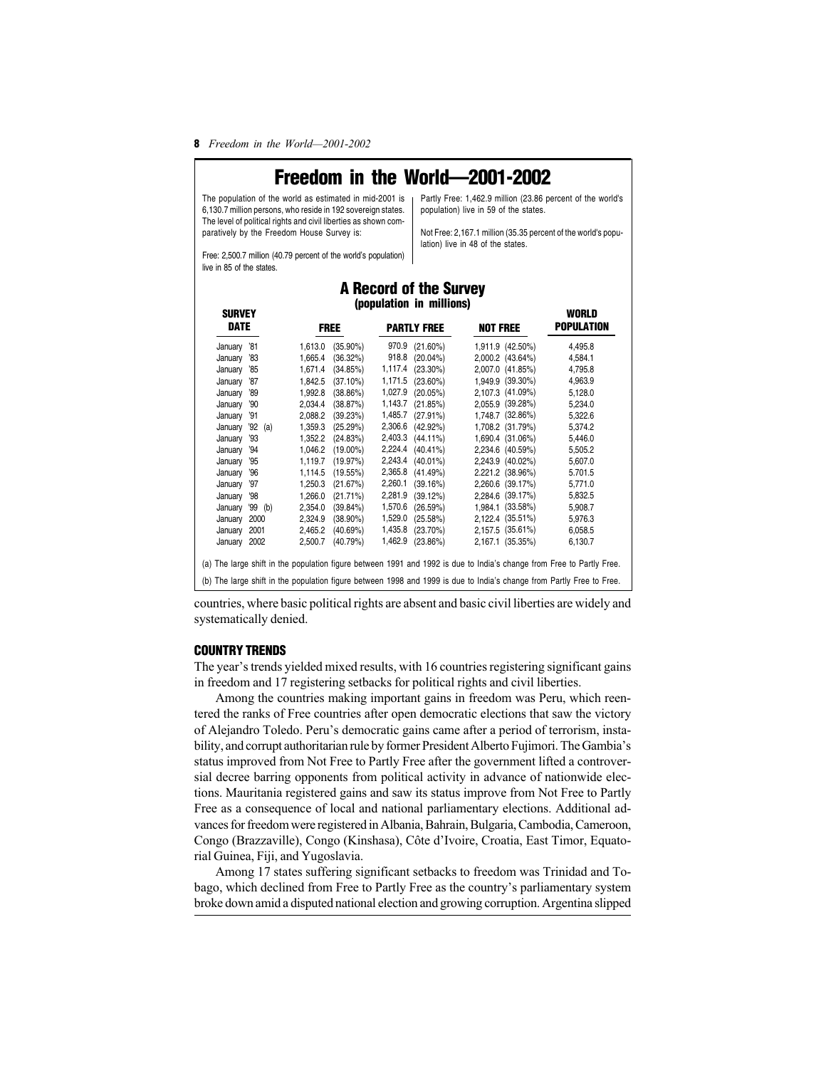# Freedom in the World—2001-2002

The population of the world as estimated in mid-2001 is 6,130.7 million persons, who reside in 192 sovereign states. The level of political rights and civil liberties as shown comparatively by the Freedom House Survey is:

Free: 2,500.7 million (40.79 percent of the world's population) live in 85 of the states.

Partly Free: 1,462.9 million (23.86 percent of the world's population) live in 59 of the states.

Not Free: 2,167.1 million (35.35 percent of the world's population) live in 48 of the states.

## A Record of the Survey

**(population in millions)**

| SURVEY DATE | FREE | | PARTLY FREE | | NOT FREE | | WORLD POPULATION |
|---|---|---|---|---|---|---|---|
| January '81 | 1,613.0 | (35.90%) | 970.9 | (21.60%) | 1,911.9 | (42.50%) | 4,495.8 |
| January '83 | 1,665.4 | (36.32%) | 918.8 | (20.04%) | 2,000.2 | (43.64%) | 4,584.1 |
| January '85 | 1,671.4 | (34.85%) | 1,117.4 | (23.30%) | 2,007.0 | (41.85%) | 4,795.8 |
| January '87 | 1,842.5 | (37.10%) | 1,171.5 | (23.60%) | 1,949.9 | (39.30%) | 4,963.9 |
| January '89 | 1,992.8 | (38.86%) | 1,027.9 | (20.05%) | 2,107.3 | (41.09%) | 5,128.0 |
| January '90 | 2,034.4 | (38.87%) | 1,143.7 | (21.85%) | 2,055.9 | (39.28%) | 5,234.0 |
| January '91 | 2,088.2 | (39.23%) | 1,485.7 | (27.91%) | 1,748.7 | (32.86%) | 5,322.6 |
| January '92 (a) | 1,359.3 | (25.29%) | 2,306.6 | (42.92%) | 1,708.2 | (31.79%) | 5,374.2 |
| January '93 | 1,352.2 | (24.83%) | 2,403.3 | (44.11%) | 1,690.4 | (31.06%) | 5,446.0 |
| January '94 | 1,046.2 | (19.00%) | 2,224.4 | (40.41%) | 2,234.6 | (40.59%) | 5,505.2 |
| January '95 | 1,119.7 | (19.97%) | 2,243.4 | (40.01%) | 2,243.9 | (40.02%) | 5,607.0 |
| January '96 | 1,114.5 | (19.55%) | 2,365.8 | (41.49%) | 2,221.2 | (38.96%) | 5.701.5 |
| January '97 | 1,250.3 | (21.67%) | 2,260.1 | (39.16%) | 2,260.6 | (39.17%) | 5,771.0 |
| January '98 | 1,266.0 | (21.71%) | 2,281.9 | (39.12%) | 2,284.6 | (39.17%) | 5,832.5 |
| January '99 (b) | 2,354.0 | (39.84%) | 1,570.6 | (26.59%) | 1,984.1 | (33.58%) | 5,908.7 |
| January 2000 | 2,324.9 | (38.90%) | 1,529.0 | (25.58%) | 2,122.4 | (35.51%) | 5,976.3 |
| January 2001 | 2,465.2 | (40.69%) | 1,435.8 | (23.70%) | 2,157.5 | (35.61%) | 6,058.5 |
| January 2002 | 2,500.7 | (40.79%) | 1,462.9 | (23.86%) | 2,167.1 | (35.35%) | 6,130.7 |

(a) The large shift in the population figure between 1991 and 1992 is due to India's change from Free to Partly Free.

(b) The large shift in the population figure between 1998 and 1999 is due to India's change from Partly Free to Free.

countries, where basic political rights are absent and basic civil liberties are widely and systematically denied.

### COUNTRY TRENDS

The year's trends yielded mixed results, with 16 countries registering significant gains in freedom and 17 registering setbacks for political rights and civil liberties.

Among the countries making important gains in freedom was Peru, which reentered the ranks of Free countries after open democratic elections that saw the victory of Alejandro Toledo. Peru's democratic gains came after a period of terrorism, instability, and corrupt authoritarian rule by former President Alberto Fujimori. The Gambia's status improved from Not Free to Partly Free after the government lifted a controversial decree barring opponents from political activity in advance of nationwide elections. Mauritania registered gains and saw its status improve from Not Free to Partly Free as a consequence of local and national parliamentary elections. Additional advances for freedom were registered in Albania, Bahrain, Bulgaria, Cambodia, Cameroon, Congo (Brazzaville), Congo (Kinshasa), Côte d'Ivoire, Croatia, East Timor, Equatorial Guinea, Fiji, and Yugoslavia.

Among 17 states suffering significant setbacks to freedom was Trinidad and Tobago, which declined from Free to Partly Free as the country's parliamentary system broke down amid a disputed national election and growing corruption. Argentina slipped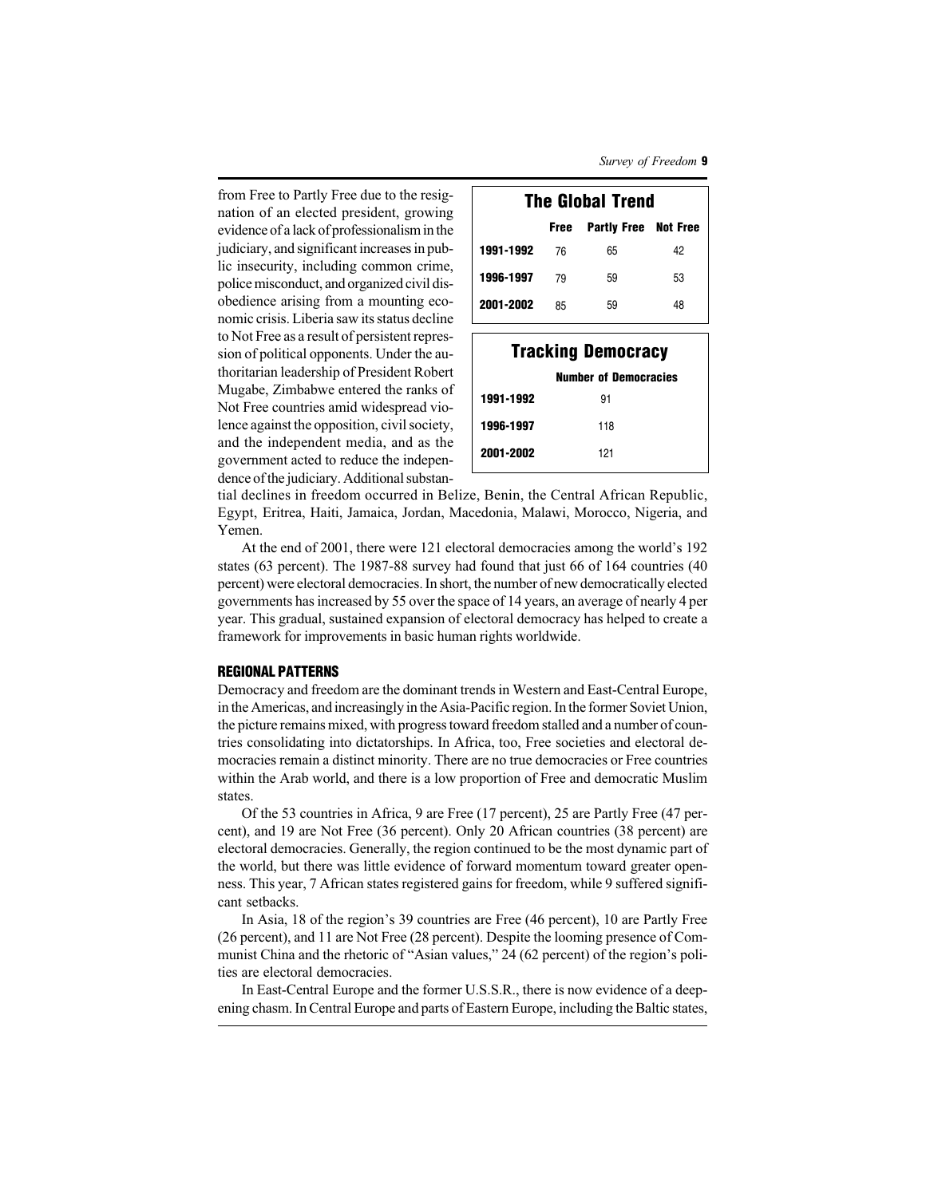from Free to Partly Free due to the resignation of an elected president, growing evidence of a lack of professionalism in the judiciary, and significant increases in public insecurity, including common crime, police misconduct, and organized civil disobedience arising from a mounting economic crisis. Liberia saw its status decline to Not Free as a result of persistent repression of political opponents. Under the authoritarian leadership of President Robert Mugabe, Zimbabwe entered the ranks of Not Free countries amid widespread violence against the opposition, civil society, and the independent media, and as the government acted to reduce the independence of the judiciary. Additional substantial declines in freedom occurred in Belize, Benin, the Central African Republic, Egypt, Eritrea, Haiti, Jamaica, Jordan, Macedonia, Malawi, Morocco, Nigeria, and Yemen.

**The Global Trend**

| | Free | Partly Free | Not Free |
|---|---|---|---|
| 1991-1992 | 76 | 65 | 42 |
| 1996-1997 | 79 | 59 | 53 |
| 2001-2002 | 85 | 59 | 48 |

**Tracking Democracy**

| | Number of Democracies |
|---|---|
| 1991-1992 | 91 |
| 1996-1997 | 118 |
| 2001-2002 | 121 |

At the end of 2001, there were 121 electoral democracies among the world's 192 states (63 percent). The 1987-88 survey had found that just 66 of 164 countries (40 percent) were electoral democracies. In short, the number of new democratically elected governments has increased by 55 over the space of 14 years, an average of nearly 4 per year. This gradual, sustained expansion of electoral democracy has helped to create a framework for improvements in basic human rights worldwide.

## REGIONAL PATTERNS

Democracy and freedom are the dominant trends in Western and East-Central Europe, in the Americas, and increasingly in the Asia-Pacific region. In the former Soviet Union, the picture remains mixed, with progress toward freedom stalled and a number of countries consolidating into dictatorships. In Africa, too, Free societies and electoral democracies remain a distinct minority. There are no true democracies or Free countries within the Arab world, and there is a low proportion of Free and democratic Muslim states.

Of the 53 countries in Africa, 9 are Free (17 percent), 25 are Partly Free (47 percent), and 19 are Not Free (36 percent). Only 20 African countries (38 percent) are electoral democracies. Generally, the region continued to be the most dynamic part of the world, but there was little evidence of forward momentum toward greater openness. This year, 7 African states registered gains for freedom, while 9 suffered significant setbacks.

In Asia, 18 of the region's 39 countries are Free (46 percent), 10 are Partly Free (26 percent), and 11 are Not Free (28 percent). Despite the looming presence of Communist China and the rhetoric of "Asian values," 24 (62 percent) of the region's polities are electoral democracies.

In East-Central Europe and the former U.S.S.R., there is now evidence of a deepening chasm. In Central Europe and parts of Eastern Europe, including the Baltic states,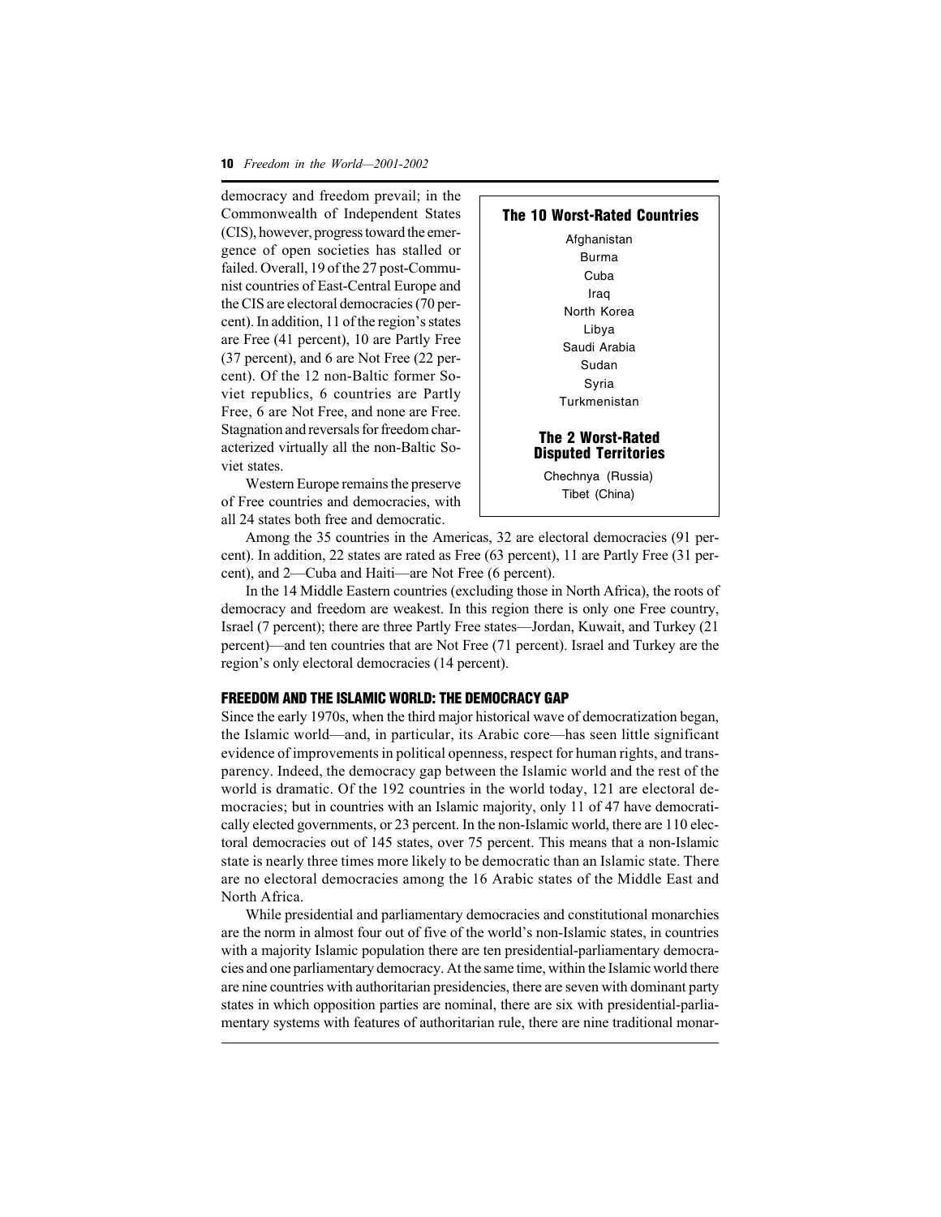democracy and freedom prevail; in the Commonwealth of Independent States (CIS), however, progress toward the emergence of open societies has stalled or failed. Overall, 19 of the 27 post-Communist countries of East-Central Europe and the CIS are electoral democracies (70 percent). In addition, 11 of the region's states are Free (41 percent), 10 are Partly Free (37 percent), and 6 are Not Free (22 percent). Of the 12 non-Baltic former Soviet republics, 6 countries are Partly Free, 6 are Not Free, and none are Free. Stagnation and reversals for freedom characterized virtually all the non-Baltic Soviet states.

Western Europe remains the preserve of Free countries and democracies, with all 24 states both free and democratic.

**The 10 Worst-Rated Countries**

- Afghanistan
- Burma
- Cuba
- Iraq
- North Korea
- Libya
- Saudi Arabia
- Sudan
- Syria
- Turkmenistan

**The 2 Worst-Rated Disputed Territories**

- Chechnya (Russia)
- Tibet (China)

Among the 35 countries in the Americas, 32 are electoral democracies (91 percent). In addition, 22 states are rated as Free (63 percent), 11 are Partly Free (31 percent), and 2—Cuba and Haiti—are Not Free (6 percent).

In the 14 Middle Eastern countries (excluding those in North Africa), the roots of democracy and freedom are weakest. In this region there is only one Free country, Israel (7 percent); there are three Partly Free states—Jordan, Kuwait, and Turkey (21 percent)—and ten countries that are Not Free (71 percent). Israel and Turkey are the region's only electoral democracies (14 percent).

## FREEDOM AND THE ISLAMIC WORLD: THE DEMOCRACY GAP

Since the early 1970s, when the third major historical wave of democratization began, the Islamic world—and, in particular, its Arabic core—has seen little significant evidence of improvements in political openness, respect for human rights, and transparency. Indeed, the democracy gap between the Islamic world and the rest of the world is dramatic. Of the 192 countries in the world today, 121 are electoral democracies; but in countries with an Islamic majority, only 11 of 47 have democratically elected governments, or 23 percent. In the non-Islamic world, there are 110 electoral democracies out of 145 states, over 75 percent. This means that a non-Islamic state is nearly three times more likely to be democratic than an Islamic state. There are no electoral democracies among the 16 Arabic states of the Middle East and North Africa.

While presidential and parliamentary democracies and constitutional monarchies are the norm in almost four out of five of the world's non-Islamic states, in countries with a majority Islamic population there are ten presidential-parliamentary democracies and one parliamentary democracy. At the same time, within the Islamic world there are nine countries with authoritarian presidencies, there are seven with dominant party states in which opposition parties are nominal, there are six with presidential-parliamentary systems with features of authoritarian rule, there are nine traditional monar-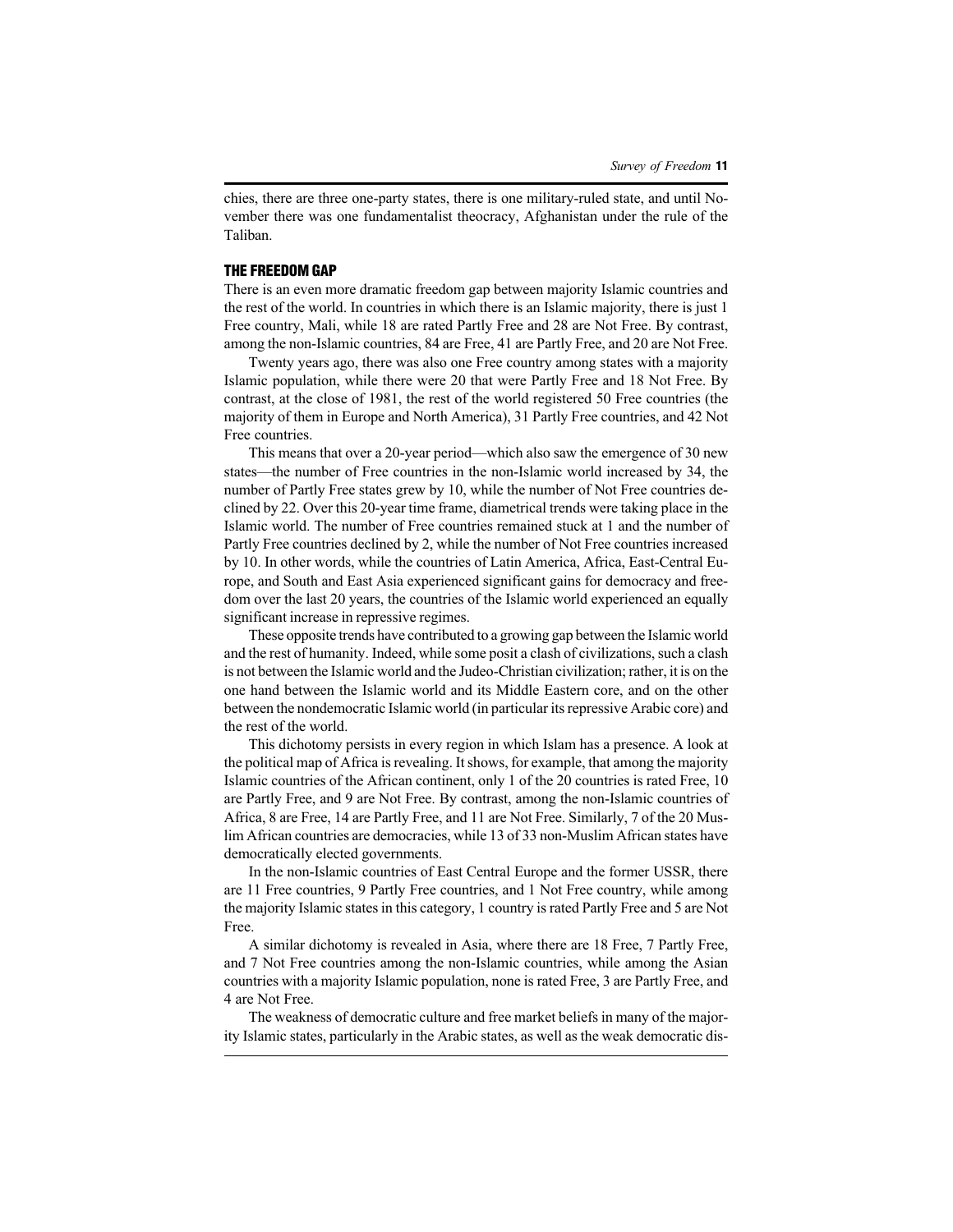chies, there are three one-party states, there is one military-ruled state, and until November there was one fundamentalist theocracy, Afghanistan under the rule of the Taliban.

## THE FREEDOM GAP

There is an even more dramatic freedom gap between majority Islamic countries and the rest of the world. In countries in which there is an Islamic majority, there is just 1 Free country, Mali, while 18 are rated Partly Free and 28 are Not Free. By contrast, among the non-Islamic countries, 84 are Free, 41 are Partly Free, and 20 are Not Free.

Twenty years ago, there was also one Free country among states with a majority Islamic population, while there were 20 that were Partly Free and 18 Not Free. By contrast, at the close of 1981, the rest of the world registered 50 Free countries (the majority of them in Europe and North America), 31 Partly Free countries, and 42 Not Free countries.

This means that over a 20-year period—which also saw the emergence of 30 new states—the number of Free countries in the non-Islamic world increased by 34, the number of Partly Free states grew by 10, while the number of Not Free countries declined by 22. Over this 20-year time frame, diametrical trends were taking place in the Islamic world. The number of Free countries remained stuck at 1 and the number of Partly Free countries declined by 2, while the number of Not Free countries increased by 10. In other words, while the countries of Latin America, Africa, East-Central Europe, and South and East Asia experienced significant gains for democracy and freedom over the last 20 years, the countries of the Islamic world experienced an equally significant increase in repressive regimes.

These opposite trends have contributed to a growing gap between the Islamic world and the rest of humanity. Indeed, while some posit a clash of civilizations, such a clash is not between the Islamic world and the Judeo-Christian civilization; rather, it is on the one hand between the Islamic world and its Middle Eastern core, and on the other between the nondemocratic Islamic world (in particular its repressive Arabic core) and the rest of the world.

This dichotomy persists in every region in which Islam has a presence. A look at the political map of Africa is revealing. It shows, for example, that among the majority Islamic countries of the African continent, only 1 of the 20 countries is rated Free, 10 are Partly Free, and 9 are Not Free. By contrast, among the non-Islamic countries of Africa, 8 are Free, 14 are Partly Free, and 11 are Not Free. Similarly, 7 of the 20 Muslim African countries are democracies, while 13 of 33 non-Muslim African states have democratically elected governments.

In the non-Islamic countries of East Central Europe and the former USSR, there are 11 Free countries, 9 Partly Free countries, and 1 Not Free country, while among the majority Islamic states in this category, 1 country is rated Partly Free and 5 are Not Free.

A similar dichotomy is revealed in Asia, where there are 18 Free, 7 Partly Free, and 7 Not Free countries among the non-Islamic countries, while among the Asian countries with a majority Islamic population, none is rated Free, 3 are Partly Free, and 4 are Not Free.

The weakness of democratic culture and free market beliefs in many of the majority Islamic states, particularly in the Arabic states, as well as the weak democratic dis-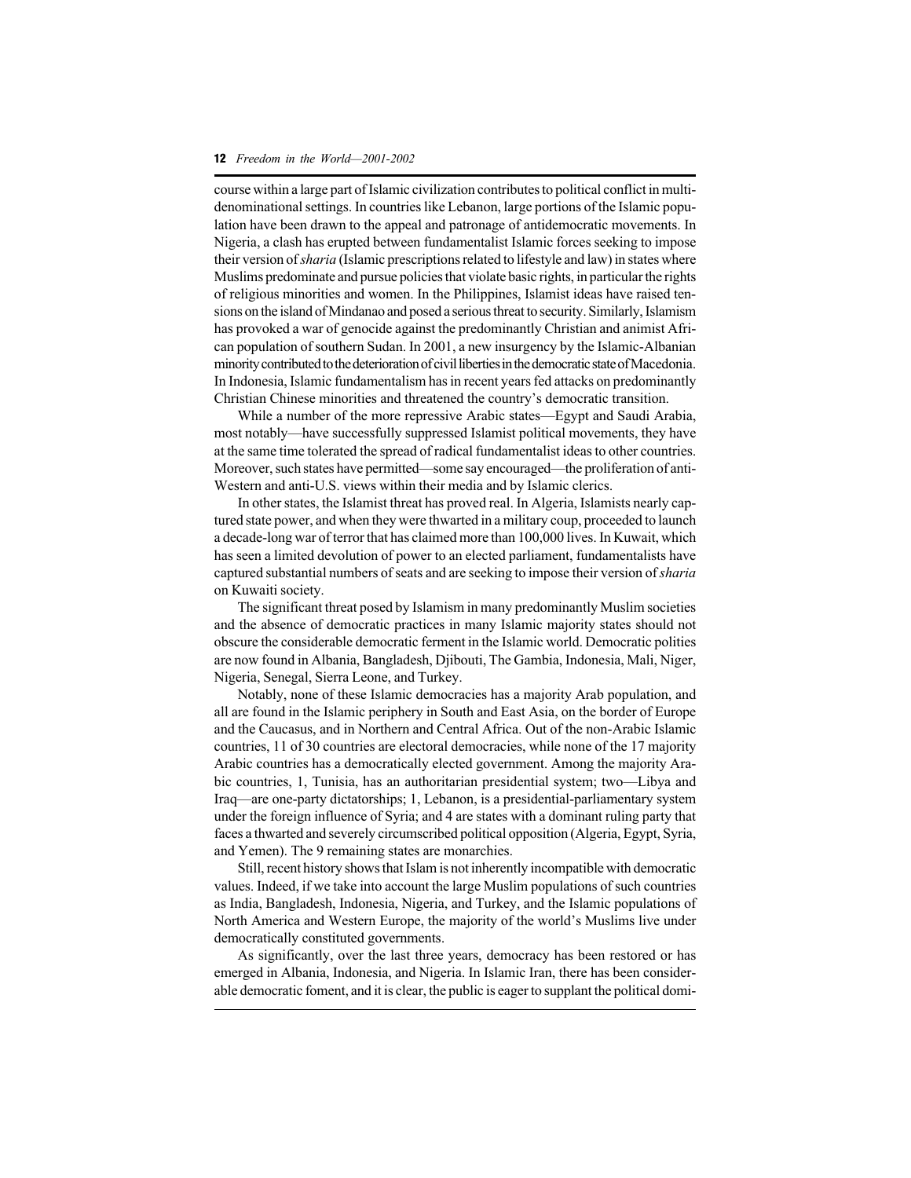course within a large part of Islamic civilization contributes to political conflict in multi-denominational settings. In countries like Lebanon, large portions of the Islamic population have been drawn to the appeal and patronage of antidemocratic movements. In Nigeria, a clash has erupted between fundamentalist Islamic forces seeking to impose their version of *sharia* (Islamic prescriptions related to lifestyle and law) in states where Muslims predominate and pursue policies that violate basic rights, in particular the rights of religious minorities and women. In the Philippines, Islamist ideas have raised tensions on the island of Mindanao and posed a serious threat to security. Similarly, Islamism has provoked a war of genocide against the predominantly Christian and animist African population of southern Sudan. In 2001, a new insurgency by the Islamic-Albanian minority contributed to the deterioration of civil liberties in the democratic state of Macedonia. In Indonesia, Islamic fundamentalism has in recent years fed attacks on predominantly Christian Chinese minorities and threatened the country's democratic transition.

While a number of the more repressive Arabic states—Egypt and Saudi Arabia, most notably—have successfully suppressed Islamist political movements, they have at the same time tolerated the spread of radical fundamentalist ideas to other countries. Moreover, such states have permitted—some say encouraged—the proliferation of anti-Western and anti-U.S. views within their media and by Islamic clerics.

In other states, the Islamist threat has proved real. In Algeria, Islamists nearly captured state power, and when they were thwarted in a military coup, proceeded to launch a decade-long war of terror that has claimed more than 100,000 lives. In Kuwait, which has seen a limited devolution of power to an elected parliament, fundamentalists have captured substantial numbers of seats and are seeking to impose their version of *sharia* on Kuwaiti society.

The significant threat posed by Islamism in many predominantly Muslim societies and the absence of democratic practices in many Islamic majority states should not obscure the considerable democratic ferment in the Islamic world. Democratic polities are now found in Albania, Bangladesh, Djibouti, The Gambia, Indonesia, Mali, Niger, Nigeria, Senegal, Sierra Leone, and Turkey.

Notably, none of these Islamic democracies has a majority Arab population, and all are found in the Islamic periphery in South and East Asia, on the border of Europe and the Caucasus, and in Northern and Central Africa. Out of the non-Arabic Islamic countries, 11 of 30 countries are electoral democracies, while none of the 17 majority Arabic countries has a democratically elected government. Among the majority Arabic countries, 1, Tunisia, has an authoritarian presidential system; two—Libya and Iraq—are one-party dictatorships; 1, Lebanon, is a presidential-parliamentary system under the foreign influence of Syria; and 4 are states with a dominant ruling party that faces a thwarted and severely circumscribed political opposition (Algeria, Egypt, Syria, and Yemen). The 9 remaining states are monarchies.

Still, recent history shows that Islam is not inherently incompatible with democratic values. Indeed, if we take into account the large Muslim populations of such countries as India, Bangladesh, Indonesia, Nigeria, and Turkey, and the Islamic populations of North America and Western Europe, the majority of the world's Muslims live under democratically constituted governments.

As significantly, over the last three years, democracy has been restored or has emerged in Albania, Indonesia, and Nigeria. In Islamic Iran, there has been considerable democratic foment, and it is clear, the public is eager to supplant the political domi-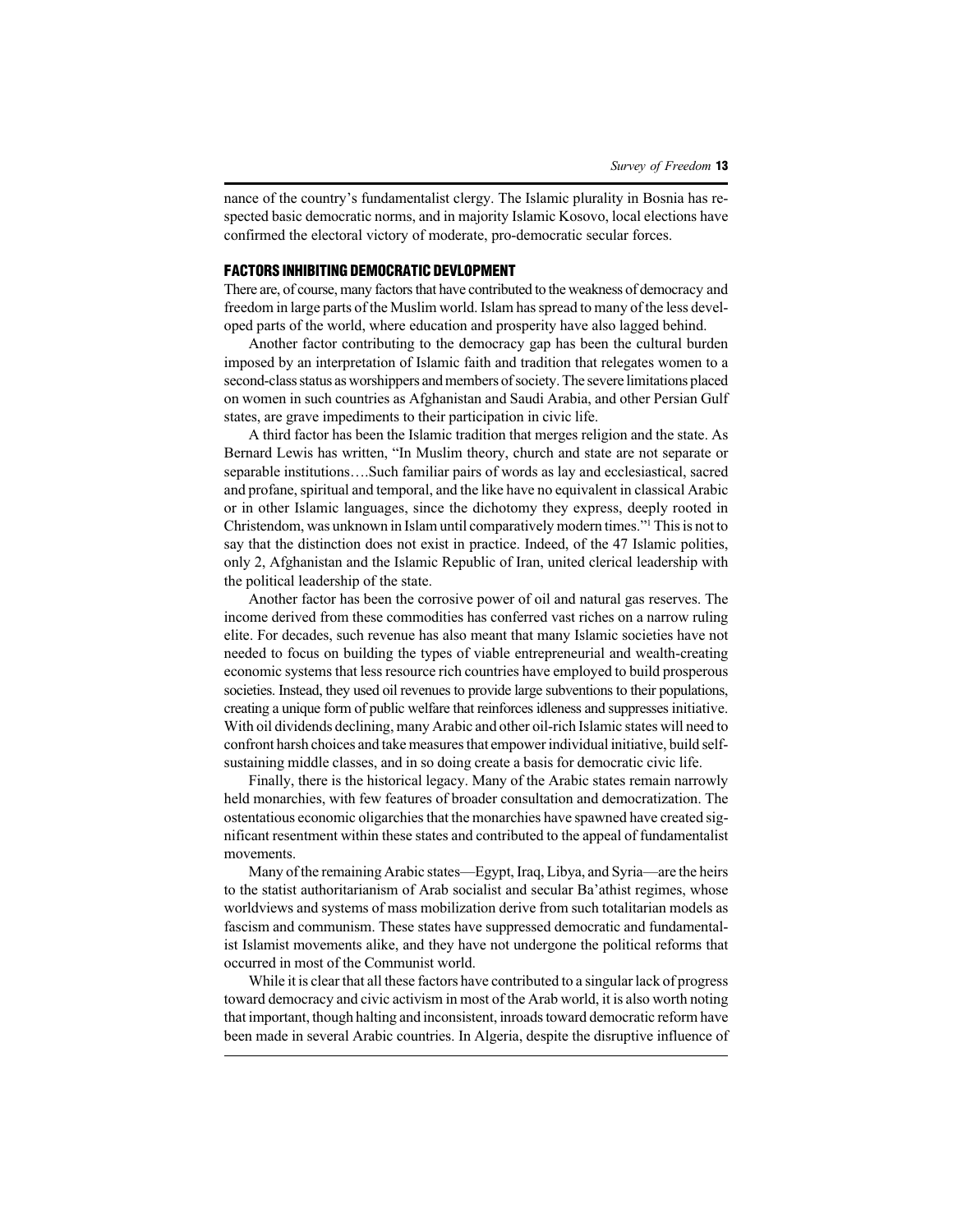nance of the country's fundamentalist clergy. The Islamic plurality in Bosnia has respected basic democratic norms, and in majority Islamic Kosovo, local elections have confirmed the electoral victory of moderate, pro-democratic secular forces.

## FACTORS INHIBITING DEMOCRATIC DEVLOPMENT

There are, of course, many factors that have contributed to the weakness of democracy and freedom in large parts of the Muslim world. Islam has spread to many of the less developed parts of the world, where education and prosperity have also lagged behind.

Another factor contributing to the democracy gap has been the cultural burden imposed by an interpretation of Islamic faith and tradition that relegates women to a second-class status as worshippers and members of society. The severe limitations placed on women in such countries as Afghanistan and Saudi Arabia, and other Persian Gulf states, are grave impediments to their participation in civic life.

A third factor has been the Islamic tradition that merges religion and the state. As Bernard Lewis has written, "In Muslim theory, church and state are not separate or separable institutions….Such familiar pairs of words as lay and ecclesiastical, sacred and profane, spiritual and temporal, and the like have no equivalent in classical Arabic or in other Islamic languages, since the dichotomy they express, deeply rooted in Christendom, was unknown in Islam until comparatively modern times."[1] This is not to say that the distinction does not exist in practice. Indeed, of the 47 Islamic polities, only 2, Afghanistan and the Islamic Republic of Iran, united clerical leadership with the political leadership of the state.

Another factor has been the corrosive power of oil and natural gas reserves. The income derived from these commodities has conferred vast riches on a narrow ruling elite. For decades, such revenue has also meant that many Islamic societies have not needed to focus on building the types of viable entrepreneurial and wealth-creating economic systems that less resource rich countries have employed to build prosperous societies. Instead, they used oil revenues to provide large subventions to their populations, creating a unique form of public welfare that reinforces idleness and suppresses initiative. With oil dividends declining, many Arabic and other oil-rich Islamic states will need to confront harsh choices and take measures that empower individual initiative, build self-sustaining middle classes, and in so doing create a basis for democratic civic life.

Finally, there is the historical legacy. Many of the Arabic states remain narrowly held monarchies, with few features of broader consultation and democratization. The ostentatious economic oligarchies that the monarchies have spawned have created significant resentment within these states and contributed to the appeal of fundamentalist movements.

Many of the remaining Arabic states—Egypt, Iraq, Libya, and Syria—are the heirs to the statist authoritarianism of Arab socialist and secular Ba'athist regimes, whose worldviews and systems of mass mobilization derive from such totalitarian models as fascism and communism. These states have suppressed democratic and fundamentalist Islamist movements alike, and they have not undergone the political reforms that occurred in most of the Communist world.

While it is clear that all these factors have contributed to a singular lack of progress toward democracy and civic activism in most of the Arab world, it is also worth noting that important, though halting and inconsistent, inroads toward democratic reform have been made in several Arabic countries. In Algeria, despite the disruptive influence of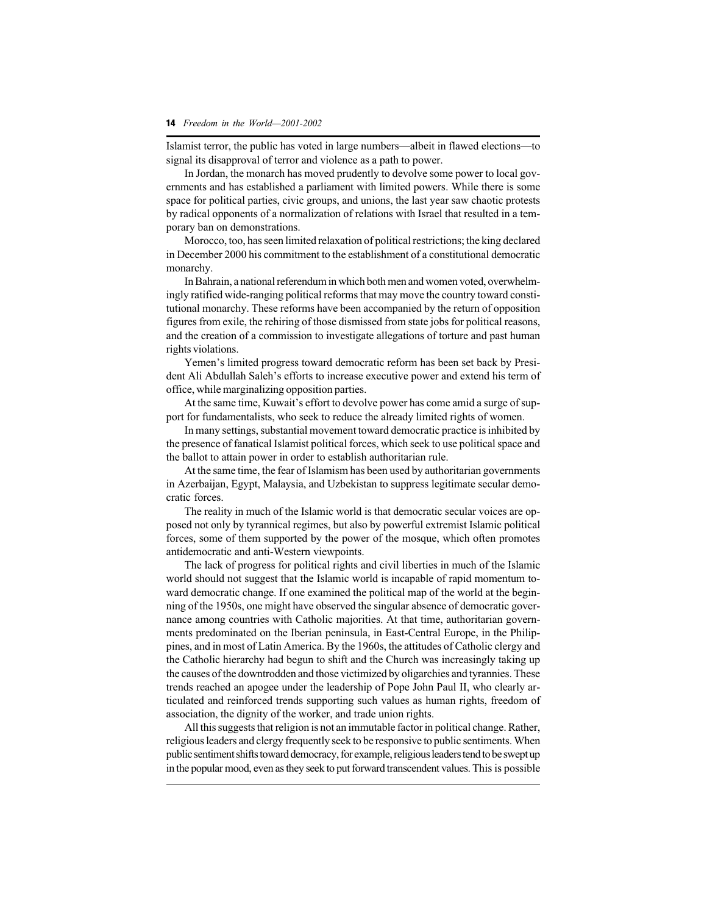Islamist terror, the public has voted in large numbers—albeit in flawed elections—to signal its disapproval of terror and violence as a path to power.

In Jordan, the monarch has moved prudently to devolve some power to local governments and has established a parliament with limited powers. While there is some space for political parties, civic groups, and unions, the last year saw chaotic protests by radical opponents of a normalization of relations with Israel that resulted in a temporary ban on demonstrations.

Morocco, too, has seen limited relaxation of political restrictions; the king declared in December 2000 his commitment to the establishment of a constitutional democratic monarchy.

In Bahrain, a national referendum in which both men and women voted, overwhelmingly ratified wide-ranging political reforms that may move the country toward constitutional monarchy. These reforms have been accompanied by the return of opposition figures from exile, the rehiring of those dismissed from state jobs for political reasons, and the creation of a commission to investigate allegations of torture and past human rights violations.

Yemen's limited progress toward democratic reform has been set back by President Ali Abdullah Saleh's efforts to increase executive power and extend his term of office, while marginalizing opposition parties.

At the same time, Kuwait's effort to devolve power has come amid a surge of support for fundamentalists, who seek to reduce the already limited rights of women.

In many settings, substantial movement toward democratic practice is inhibited by the presence of fanatical Islamist political forces, which seek to use political space and the ballot to attain power in order to establish authoritarian rule.

At the same time, the fear of Islamism has been used by authoritarian governments in Azerbaijan, Egypt, Malaysia, and Uzbekistan to suppress legitimate secular democratic forces.

The reality in much of the Islamic world is that democratic secular voices are opposed not only by tyrannical regimes, but also by powerful extremist Islamic political forces, some of them supported by the power of the mosque, which often promotes antidemocratic and anti-Western viewpoints.

The lack of progress for political rights and civil liberties in much of the Islamic world should not suggest that the Islamic world is incapable of rapid momentum toward democratic change. If one examined the political map of the world at the beginning of the 1950s, one might have observed the singular absence of democratic governance among countries with Catholic majorities. At that time, authoritarian governments predominated on the Iberian peninsula, in East-Central Europe, in the Philippines, and in most of Latin America. By the 1960s, the attitudes of Catholic clergy and the Catholic hierarchy had begun to shift and the Church was increasingly taking up the causes of the downtrodden and those victimized by oligarchies and tyrannies. These trends reached an apogee under the leadership of Pope John Paul II, who clearly articulated and reinforced trends supporting such values as human rights, freedom of association, the dignity of the worker, and trade union rights.

All this suggests that religion is not an immutable factor in political change. Rather, religious leaders and clergy frequently seek to be responsive to public sentiments. When public sentiment shifts toward democracy, for example, religious leaders tend to be swept up in the popular mood, even as they seek to put forward transcendent values. This is possible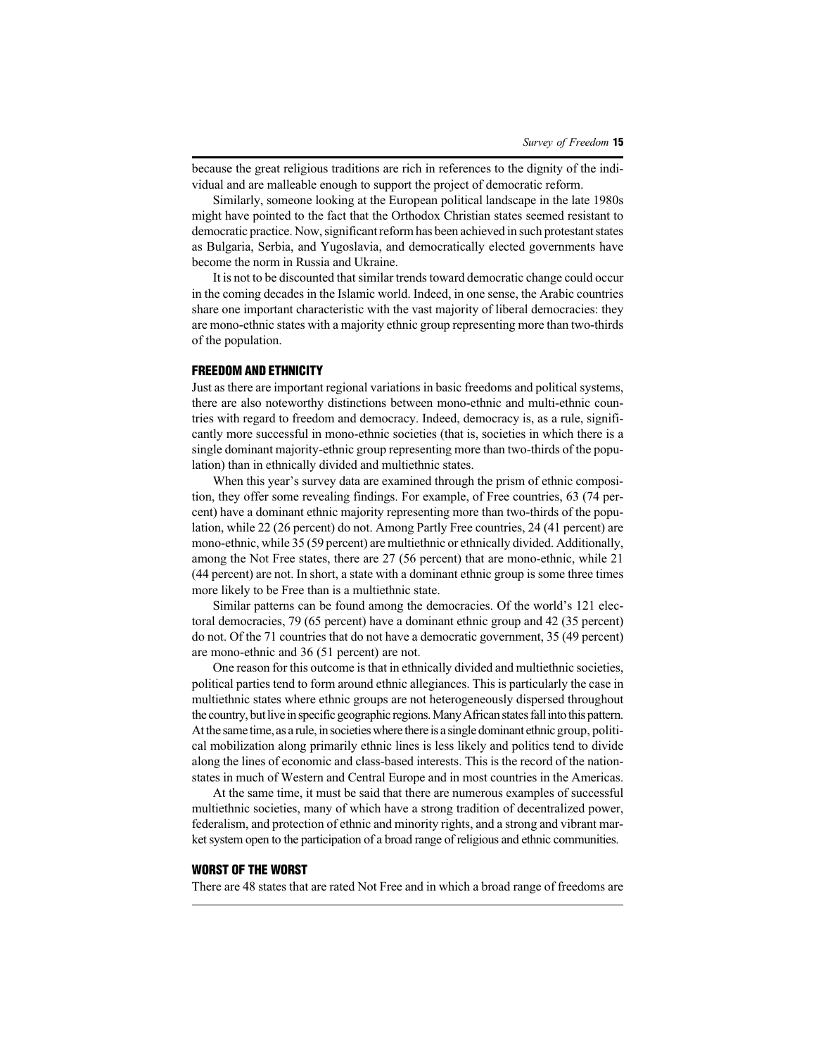because the great religious traditions are rich in references to the dignity of the individual and are malleable enough to support the project of democratic reform.

Similarly, someone looking at the European political landscape in the late 1980s might have pointed to the fact that the Orthodox Christian states seemed resistant to democratic practice. Now, significant reform has been achieved in such protestant states as Bulgaria, Serbia, and Yugoslavia, and democratically elected governments have become the norm in Russia and Ukraine.

It is not to be discounted that similar trends toward democratic change could occur in the coming decades in the Islamic world. Indeed, in one sense, the Arabic countries share one important characteristic with the vast majority of liberal democracies: they are mono-ethnic states with a majority ethnic group representing more than two-thirds of the population.

## FREEDOM AND ETHNICITY

Just as there are important regional variations in basic freedoms and political systems, there are also noteworthy distinctions between mono-ethnic and multi-ethnic countries with regard to freedom and democracy. Indeed, democracy is, as a rule, significantly more successful in mono-ethnic societies (that is, societies in which there is a single dominant majority-ethnic group representing more than two-thirds of the population) than in ethnically divided and multiethnic states.

When this year's survey data are examined through the prism of ethnic composition, they offer some revealing findings. For example, of Free countries, 63 (74 percent) have a dominant ethnic majority representing more than two-thirds of the population, while 22 (26 percent) do not. Among Partly Free countries, 24 (41 percent) are mono-ethnic, while 35 (59 percent) are multiethnic or ethnically divided. Additionally, among the Not Free states, there are 27 (56 percent) that are mono-ethnic, while 21 (44 percent) are not. In short, a state with a dominant ethnic group is some three times more likely to be Free than is a multiethnic state.

Similar patterns can be found among the democracies. Of the world's 121 electoral democracies, 79 (65 percent) have a dominant ethnic group and 42 (35 percent) do not. Of the 71 countries that do not have a democratic government, 35 (49 percent) are mono-ethnic and 36 (51 percent) are not.

One reason for this outcome is that in ethnically divided and multiethnic societies, political parties tend to form around ethnic allegiances. This is particularly the case in multiethnic states where ethnic groups are not heterogeneously dispersed throughout the country, but live in specific geographic regions. Many African states fall into this pattern. At the same time, as a rule, in societies where there is a single dominant ethnic group, political mobilization along primarily ethnic lines is less likely and politics tend to divide along the lines of economic and class-based interests. This is the record of the nation-states in much of Western and Central Europe and in most countries in the Americas.

At the same time, it must be said that there are numerous examples of successful multiethnic societies, many of which have a strong tradition of decentralized power, federalism, and protection of ethnic and minority rights, and a strong and vibrant market system open to the participation of a broad range of religious and ethnic communities.

## WORST OF THE WORST

There are 48 states that are rated Not Free and in which a broad range of freedoms are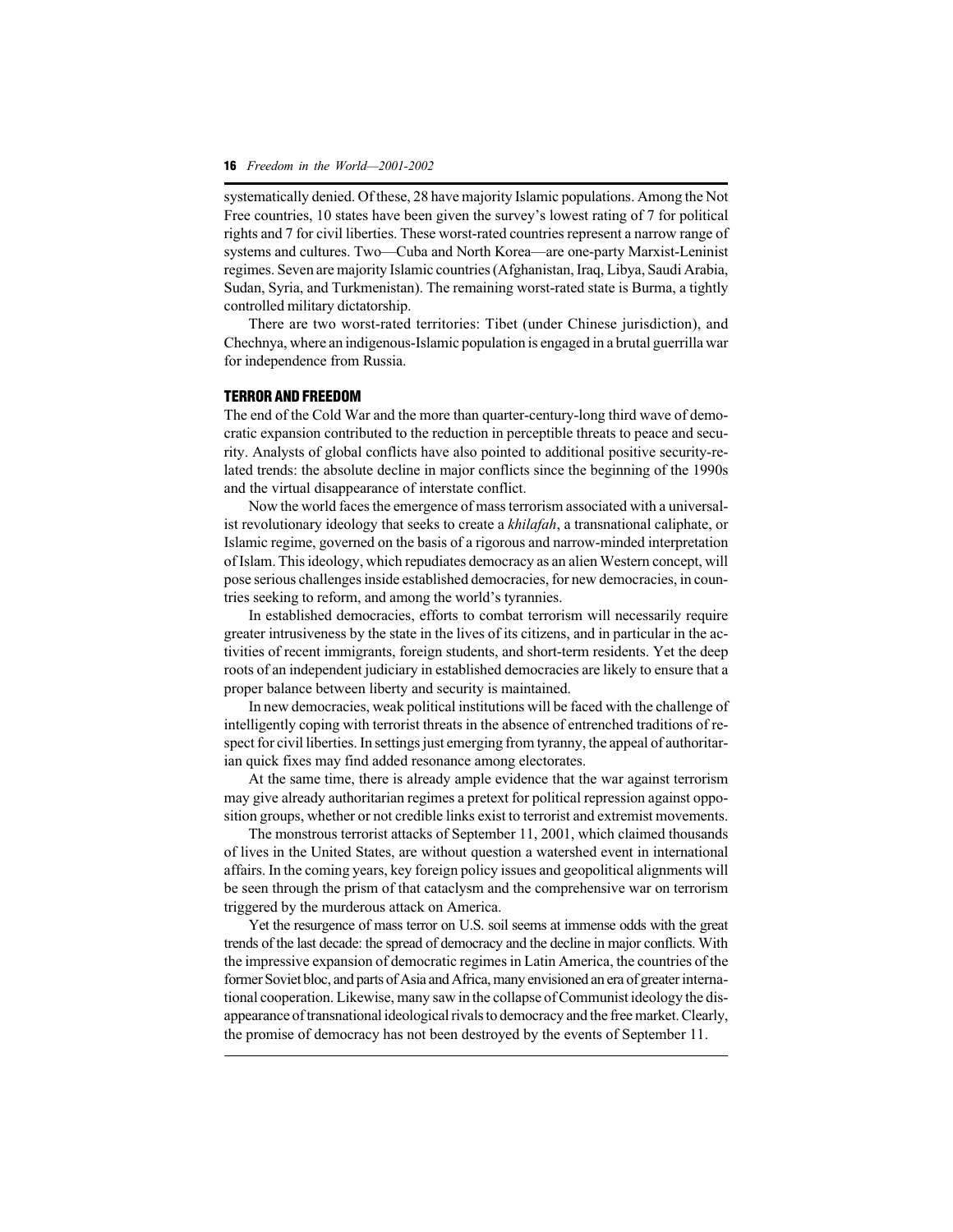systematically denied. Of these, 28 have majority Islamic populations. Among the Not Free countries, 10 states have been given the survey's lowest rating of 7 for political rights and 7 for civil liberties. These worst-rated countries represent a narrow range of systems and cultures. Two—Cuba and North Korea—are one-party Marxist-Leninist regimes. Seven are majority Islamic countries (Afghanistan, Iraq, Libya, Saudi Arabia, Sudan, Syria, and Turkmenistan). The remaining worst-rated state is Burma, a tightly controlled military dictatorship.

There are two worst-rated territories: Tibet (under Chinese jurisdiction), and Chechnya, where an indigenous-Islamic population is engaged in a brutal guerrilla war for independence from Russia.

## TERROR AND FREEDOM

The end of the Cold War and the more than quarter-century-long third wave of democratic expansion contributed to the reduction in perceptible threats to peace and security. Analysts of global conflicts have also pointed to additional positive security-related trends: the absolute decline in major conflicts since the beginning of the 1990s and the virtual disappearance of interstate conflict.

Now the world faces the emergence of mass terrorism associated with a universalist revolutionary ideology that seeks to create a *khilafah*, a transnational caliphate, or Islamic regime, governed on the basis of a rigorous and narrow-minded interpretation of Islam. This ideology, which repudiates democracy as an alien Western concept, will pose serious challenges inside established democracies, for new democracies, in countries seeking to reform, and among the world's tyrannies.

In established democracies, efforts to combat terrorism will necessarily require greater intrusiveness by the state in the lives of its citizens, and in particular in the activities of recent immigrants, foreign students, and short-term residents. Yet the deep roots of an independent judiciary in established democracies are likely to ensure that a proper balance between liberty and security is maintained.

In new democracies, weak political institutions will be faced with the challenge of intelligently coping with terrorist threats in the absence of entrenched traditions of respect for civil liberties. In settings just emerging from tyranny, the appeal of authoritarian quick fixes may find added resonance among electorates.

At the same time, there is already ample evidence that the war against terrorism may give already authoritarian regimes a pretext for political repression against opposition groups, whether or not credible links exist to terrorist and extremist movements.

The monstrous terrorist attacks of September 11, 2001, which claimed thousands of lives in the United States, are without question a watershed event in international affairs. In the coming years, key foreign policy issues and geopolitical alignments will be seen through the prism of that cataclysm and the comprehensive war on terrorism triggered by the murderous attack on America.

Yet the resurgence of mass terror on U.S. soil seems at immense odds with the great trends of the last decade: the spread of democracy and the decline in major conflicts. With the impressive expansion of democratic regimes in Latin America, the countries of the former Soviet bloc, and parts of Asia and Africa, many envisioned an era of greater international cooperation. Likewise, many saw in the collapse of Communist ideology the disappearance of transnational ideological rivals to democracy and the free market. Clearly, the promise of democracy has not been destroyed by the events of September 11.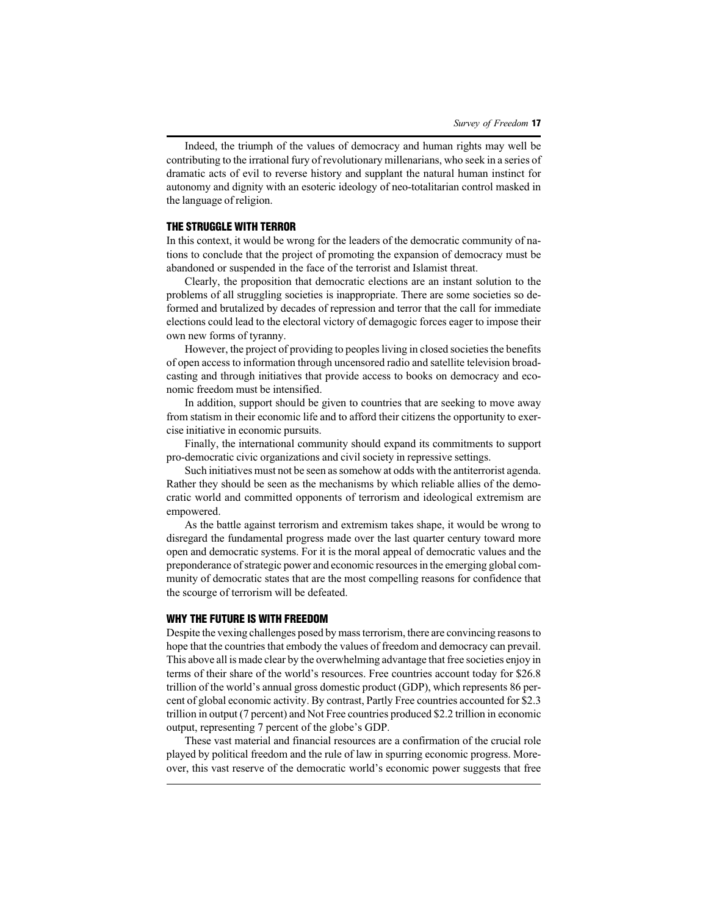Indeed, the triumph of the values of democracy and human rights may well be contributing to the irrational fury of revolutionary millenarians, who seek in a series of dramatic acts of evil to reverse history and supplant the natural human instinct for autonomy and dignity with an esoteric ideology of neo-totalitarian control masked in the language of religion.

## THE STRUGGLE WITH TERROR

In this context, it would be wrong for the leaders of the democratic community of nations to conclude that the project of promoting the expansion of democracy must be abandoned or suspended in the face of the terrorist and Islamist threat.

Clearly, the proposition that democratic elections are an instant solution to the problems of all struggling societies is inappropriate. There are some societies so deformed and brutalized by decades of repression and terror that the call for immediate elections could lead to the electoral victory of demagogic forces eager to impose their own new forms of tyranny.

However, the project of providing to peoples living in closed societies the benefits of open access to information through uncensored radio and satellite television broadcasting and through initiatives that provide access to books on democracy and economic freedom must be intensified.

In addition, support should be given to countries that are seeking to move away from statism in their economic life and to afford their citizens the opportunity to exercise initiative in economic pursuits.

Finally, the international community should expand its commitments to support pro-democratic civic organizations and civil society in repressive settings.

Such initiatives must not be seen as somehow at odds with the antiterrorist agenda. Rather they should be seen as the mechanisms by which reliable allies of the democratic world and committed opponents of terrorism and ideological extremism are empowered.

As the battle against terrorism and extremism takes shape, it would be wrong to disregard the fundamental progress made over the last quarter century toward more open and democratic systems. For it is the moral appeal of democratic values and the preponderance of strategic power and economic resources in the emerging global community of democratic states that are the most compelling reasons for confidence that the scourge of terrorism will be defeated.

## WHY THE FUTURE IS WITH FREEDOM

Despite the vexing challenges posed by mass terrorism, there are convincing reasons to hope that the countries that embody the values of freedom and democracy can prevail. This above all is made clear by the overwhelming advantage that free societies enjoy in terms of their share of the world's resources. Free countries account today for $26.8 trillion of the world's annual gross domestic product (GDP), which represents 86 percent of global economic activity. By contrast, Partly Free countries accounted for $2.3 trillion in output (7 percent) and Not Free countries produced $2.2 trillion in economic output, representing 7 percent of the globe's GDP.

These vast material and financial resources are a confirmation of the crucial role played by political freedom and the rule of law in spurring economic progress. Moreover, this vast reserve of the democratic world's economic power suggests that free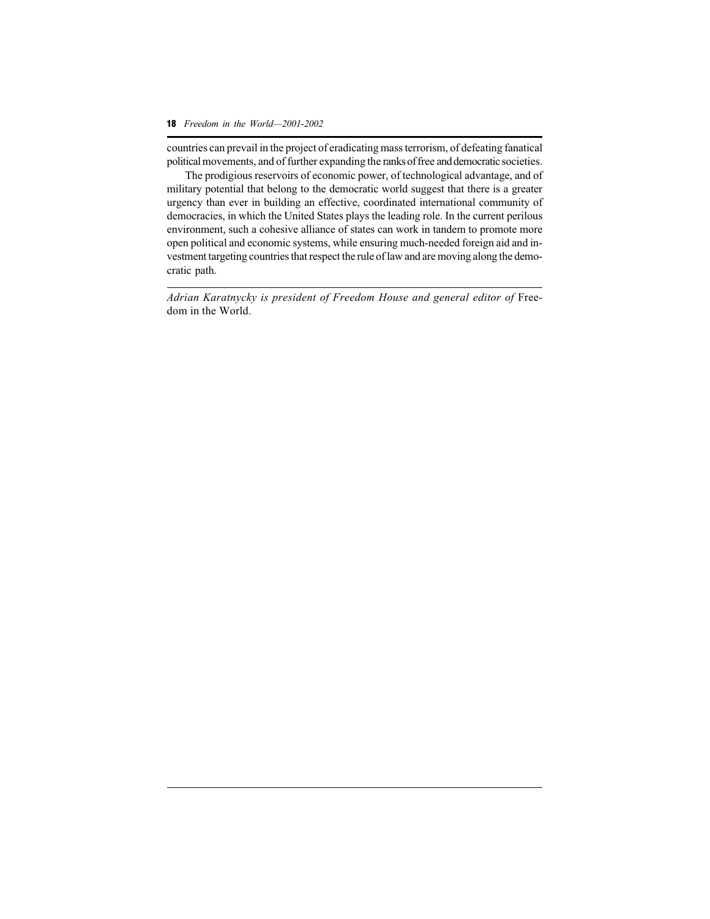countries can prevail in the project of eradicating mass terrorism, of defeating fanatical political movements, and of further expanding the ranks of free and democratic societies.

The prodigious reservoirs of economic power, of technological advantage, and of military potential that belong to the democratic world suggest that there is a greater urgency than ever in building an effective, coordinated international community of democracies, in which the United States plays the leading role. In the current perilous environment, such a cohesive alliance of states can work in tandem to promote more open political and economic systems, while ensuring much-needed foreign aid and investment targeting countries that respect the rule of law and are moving along the democratic path.

---

*Adrian Karatnycky is president of Freedom House and general editor of* Freedom in the World.